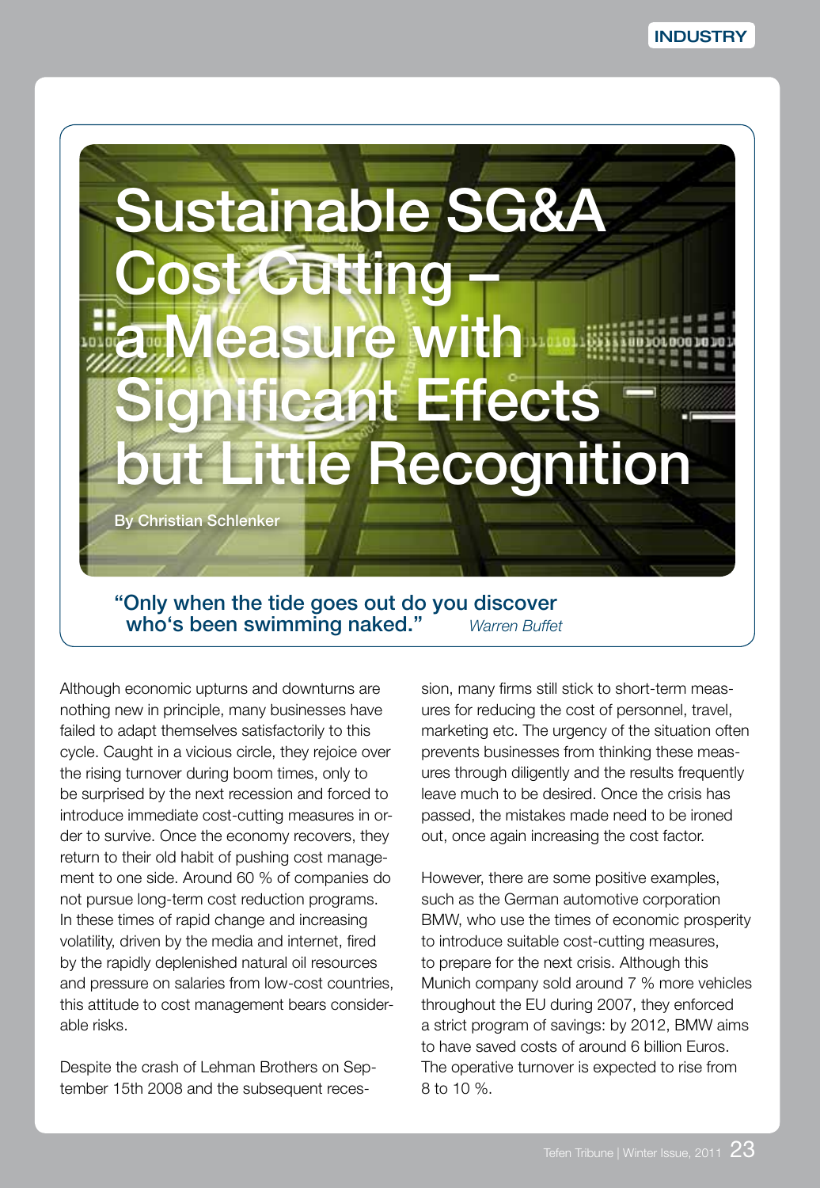# Sustainable SG&A Cost Cutting – a Measure with Significant Effects but Little Recognition

By Christian Schlenker

**"Only when the tide goes out do you discover who's been swimming naked."** *Warren Buffet*

Although economic upturns and downturns are nothing new in principle, many businesses have failed to adapt themselves satisfactorily to this cycle. Caught in a vicious circle, they rejoice over the rising turnover during boom times, only to be surprised by the next recession and forced to introduce immediate cost-cutting measures in order to survive. Once the economy recovers, they return to their old habit of pushing cost management to one side. Around 60 % of companies do not pursue long-term cost reduction programs. In these times of rapid change and increasing volatility, driven by the media and internet, fired by the rapidly deplenished natural oil resources and pressure on salaries from low-cost countries, this attitude to cost management bears considerable risks.

Despite the crash of Lehman Brothers on September 15th 2008 and the subsequent recession, many firms still stick to short-term measures for reducing the cost of personnel, travel, marketing etc. The urgency of the situation often prevents businesses from thinking these measures through diligently and the results frequently leave much to be desired. Once the crisis has passed, the mistakes made need to be ironed out, once again increasing the cost factor.

However, there are some positive examples, such as the German automotive corporation BMW, who use the times of economic prosperity to introduce suitable cost-cutting measures, to prepare for the next crisis. Although this Munich company sold around 7 % more vehicles throughout the EU during 2007, they enforced a strict program of savings: by 2012, BMW aims to have saved costs of around 6 billion Euros. The operative turnover is expected to rise from 8 to 10 %.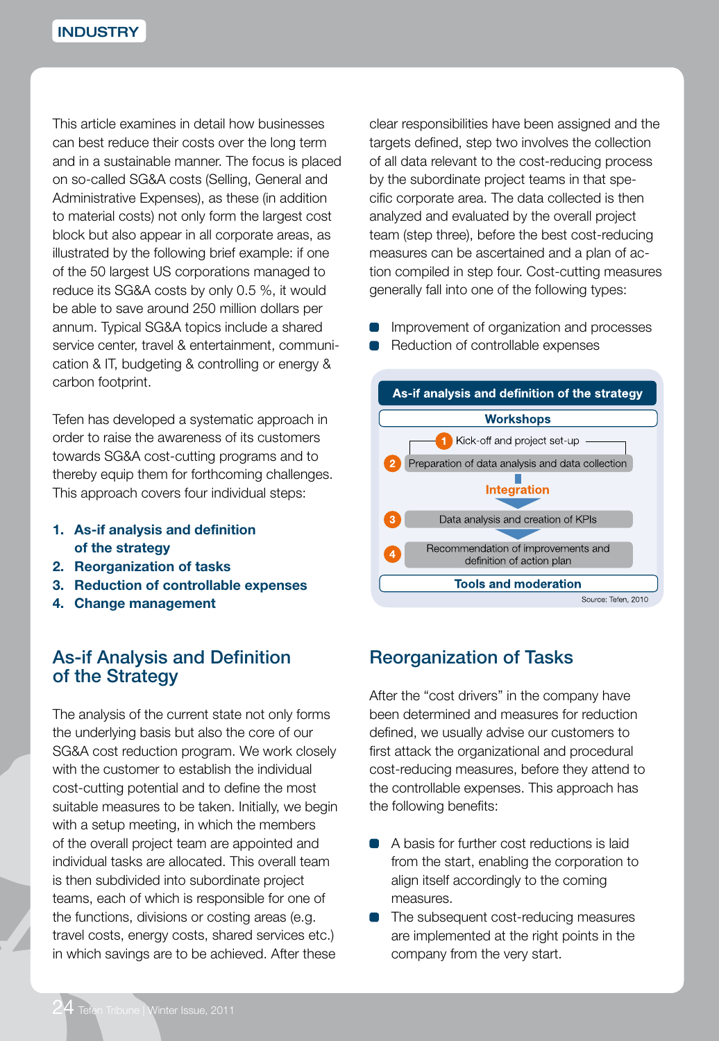This article examines in detail how businesses can best reduce their costs over the long term and in a sustainable manner. The focus is placed on so-called SG&A costs (Selling, General and Administrative Expenses), as these (in addition to material costs) not only form the largest cost block but also appear in all corporate areas, as illustrated by the following brief example: if one of the 50 largest US corporations managed to reduce its SG&A costs by only 0.5 %, it would be able to save around 250 million dollars per annum. Typical SG&A topics include a shared service center, travel & entertainment, communication & IT, budgeting & controlling or energy & carbon footprint.

Tefen has developed a systematic approach in order to raise the awareness of its customers towards SG&A cost-cutting programs and to thereby equip them for forthcoming challenges. This approach covers four individual steps:

1. **As-if analysis and definition of the strategy**
2. **Reorganization of tasks**
3. **Reduction of controllable expenses**
4. **Change management**

## As-if Analysis and Definition of the Strategy

The analysis of the current state not only forms the underlying basis but also the core of our SG&A cost reduction program. We work closely with the customer to establish the individual cost-cutting potential and to define the most suitable measures to be taken. Initially, we begin with a setup meeting, in which the members of the overall project team are appointed and individual tasks are allocated. This overall team is then subdivided into subordinate project teams, each of which is responsible for one of the functions, divisions or costing areas (e.g. travel costs, energy costs, shared services etc.) in which savings are to be achieved. After these clear responsibilities have been assigned and the targets defined, step two involves the collection of all data relevant to the cost-reducing process by the subordinate project teams in that specific corporate area. The data collected is then analyzed and evaluated by the overall project team (step three), before the best cost-reducing measures can be ascertained and a plan of action compiled in step four. Cost-cutting measures generally fall into one of the following types:

- Improvement of organization and processes
- Reduction of controllable expenses

**As-if analysis and definition of the strategy**

**Workshops**

1. Kick-off and project set-up
2. Preparation of data analysis and data collection

**Integration**

3. Data analysis and creation of KPIs
4. Recommendation of improvements and definition of action plan

**Tools and moderation**

Source: Tefen, 2010

## Reorganization of Tasks

After the "cost drivers" in the company have been determined and measures for reduction defined, we usually advise our customers to first attack the organizational and procedural cost-reducing measures, before they attend to the controllable expenses. This approach has the following benefits:

- A basis for further cost reductions is laid from the start, enabling the corporation to align itself accordingly to the coming measures.
- The subsequent cost-reducing measures are implemented at the right points in the company from the very start.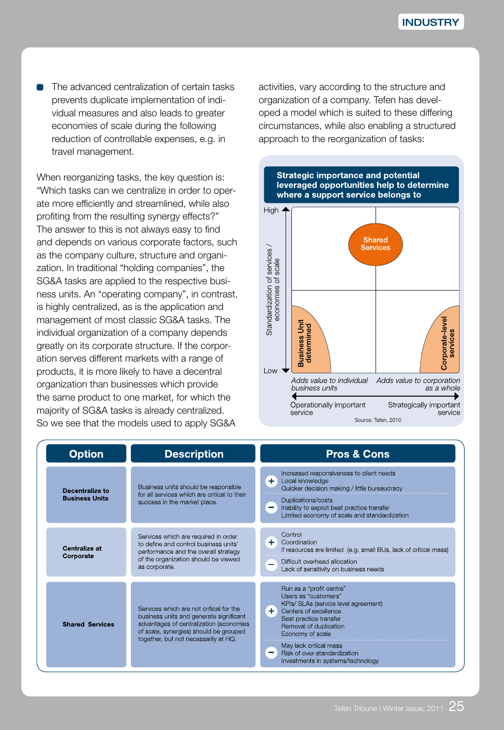- The advanced centralization of certain tasks prevents duplicate implementation of individual measures and also leads to greater economies of scale during the following reduction of controllable expenses, e.g. in travel management.

When reorganizing tasks, the key question is: "Which tasks can we centralize in order to operate more efficiently and streamlined, while also profiting from the resulting synergy effects?" The answer to this is not always easy to find and depends on various corporate factors, such as the company culture, structure and organization. In traditional "holding companies", the SG&A tasks are applied to the respective business units. An "operating company", in contrast, is highly centralized, as is the application and management of most classic SG&A tasks. The individual organization of a company depends greatly on its corporate structure. If the corporation serves different markets with a range of products, it is more likely to have a decentral organization than businesses which provide the same product to one market, for which the majority of SG&A tasks is already centralized. So we see that the models used to apply SG&A activities, vary according to the structure and organization of a company. Tefen has developed a model which is suited to these differing circumstances, while also enabling a structured approach to the reorganization of tasks:

**Strategic importance and potential leveraged opportunities help to determine where a support service belongs to**

Y-axis: Standardization of services / economies of scale (Low – High)

Quadrant labels: Shared Services (top right); Business Unit determined (bottom left); Corporate-level services (bottom right)

X-axis: *Adds value to individual business units* – *Adds value to corporation as a whole*

Operationally important service – Strategically important service

Source: Tefen, 2010

| Option | Description | Pros & Cons |
|---|---|---|
| **Decentralize to Business Units** | Business units should be responsible for all services which are critical to their success in the market place. | **+** Increased responsiveness to client needs; Local knowledge; Quicker decision making / little bureaucracy<br>**−** Duplications/costs; Inability to exploit best practice transfer; Limited economy of scale and standardization |
| **Centralize at Corporate** | Services which are required in order to define and control business units' performance and the overall strategy of the organization should be viewed as corporate. | **+** Control; Coordination; If resources are limited (e.g. small BUs, lack of critical mass)<br>**−** Difficult overhead allocation; Lack of sensitivity on business needs |
| **Shared Services** | Services which are not critical for the business units and generate significant advantages of centralization (economies of scale, synergies) should be grouped together, but not necessarily at HQ. | **+** Run as a "profit centre"; Users as "customers"; KPIs/ SLAs (service level agreement); Centers of excellence; Best practice transfer; Removal of duplication; Economy of scale<br>**−** May lack critical mass; Risk of over-standardization; Investments in systems/technology |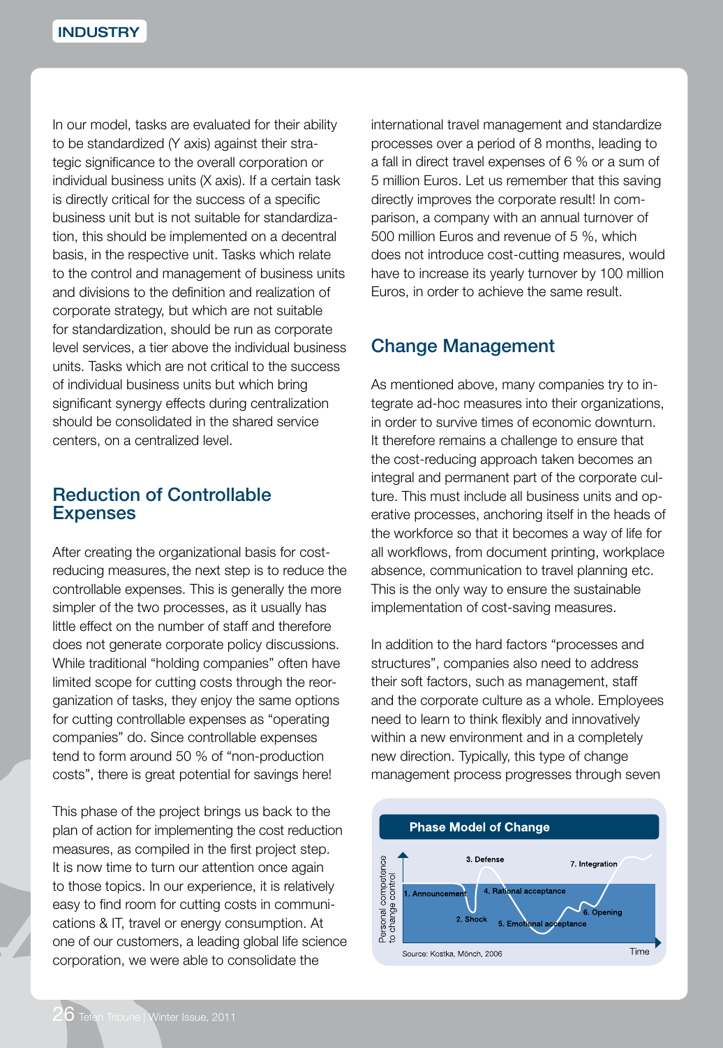In our model, tasks are evaluated for their ability to be standardized (Y axis) against their strategic significance to the overall corporation or individual business units (X axis). If a certain task is directly critical for the success of a specific business unit but is not suitable for standardization, this should be implemented on a decentral basis, in the respective unit. Tasks which relate to the control and management of business units and divisions to the definition and realization of corporate strategy, but which are not suitable for standardization, should be run as corporate level services, a tier above the individual business units. Tasks which are not critical to the success of individual business units but which bring significant synergy effects during centralization should be consolidated in the shared service centers, on a centralized level.

## Reduction of Controllable Expenses

After creating the organizational basis for cost-reducing measures, the next step is to reduce the controllable expenses. This is generally the more simpler of the two processes, as it usually has little effect on the number of staff and therefore does not generate corporate policy discussions. While traditional "holding companies" often have limited scope for cutting costs through the reorganization of tasks, they enjoy the same options for cutting controllable expenses as "operating companies" do. Since controllable expenses tend to form around 50 % of "non-production costs", there is great potential for savings here!

This phase of the project brings us back to the plan of action for implementing the cost reduction measures, as compiled in the first project step. It is now time to turn our attention once again to those topics. In our experience, it is relatively easy to find room for cutting costs in communications & IT, travel or energy consumption. At one of our customers, a leading global life science corporation, we were able to consolidate the international travel management and standardize processes over a period of 8 months, leading to a fall in direct travel expenses of 6 % or a sum of 5 million Euros. Let us remember that this saving directly improves the corporate result! In comparison, a company with an annual turnover of 500 million Euros and revenue of 5 %, which does not introduce cost-cutting measures, would have to increase its yearly turnover by 100 million Euros, in order to achieve the same result.

## Change Management

As mentioned above, many companies try to integrate ad-hoc measures into their organizations, in order to survive times of economic downturn. It therefore remains a challenge to ensure that the cost-reducing approach taken becomes an integral and permanent part of the corporate culture. This must include all business units and operative processes, anchoring itself in the heads of the workforce so that it becomes a way of life for all workflows, from document printing, workplace absence, communication to travel planning etc. This is the only way to ensure the sustainable implementation of cost-saving measures.

In addition to the hard factors "processes and structures", companies also need to address their soft factors, such as management, staff and the corporate culture as a whole. Employees need to learn to think flexibly and innovatively within a new environment and in a completely new direction. Typically, this type of change management process progresses through seven

**Phase Model of Change**

Personal competence to change control — 1. Announcement, 2. Shock, 3. Defense, 4. Rational acceptance, 5. Emotional acceptance, 6. Opening, 7. Integration — Time

Source: Kostka, Mönch, 2006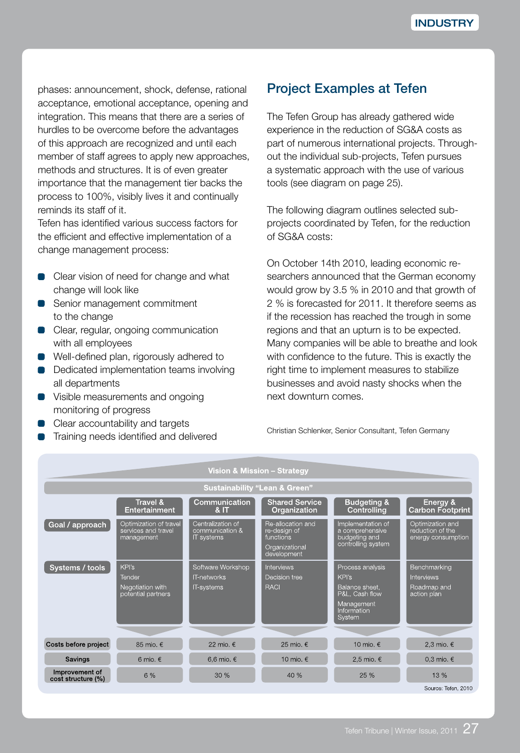phases: announcement, shock, defense, rational acceptance, emotional acceptance, opening and integration. This means that there are a series of hurdles to be overcome before the advantages of this approach are recognized and until each member of staff agrees to apply new approaches, methods and structures. It is of even greater importance that the management tier backs the process to 100%, visibly lives it and continually reminds its staff of it.

Tefen has identified various success factors for the efficient and effective implementation of a change management process:

- Clear vision of need for change and what change will look like
- Senior management commitment to the change
- Clear, regular, ongoing communication with all employees
- Well-defined plan, rigorously adhered to
- Dedicated implementation teams involving all departments
- Visible measurements and ongoing monitoring of progress
- Clear accountability and targets
- Training needs identified and delivered

## Project Examples at Tefen

The Tefen Group has already gathered wide experience in the reduction of SG&A costs as part of numerous international projects. Throughout the individual sub-projects, Tefen pursues a systematic approach with the use of various tools (see diagram on page 25).

The following diagram outlines selected sub-projects coordinated by Tefen, for the reduction of SG&A costs:

On October 14th 2010, leading economic researchers announced that the German economy would grow by 3.5 % in 2010 and that growth of 2 % is forecasted for 2011. It therefore seems as if the recession has reached the trough in some regions and that an upturn is to be expected. Many companies will be able to breathe and look with confidence to the future. This is exactly the right time to implement measures to stabilize businesses and avoid nasty shocks when the next downturn comes.

Christian Schlenker, Senior Consultant, Tefen Germany

Vision & Mission – Strategy

Sustainability "Lean & Green"

| | Travel & Entertainment | Communication & IT | Shared Service Organization | Budgeting & Controlling | Energy & Carbon Footprint |
|---|---|---|---|---|---|
| Goal / approach | Optimization of travel services and travel management | Centralization of communication & IT systems | Re-allocation and re-design of functions; Organizational development | Implementation of a comprehensive budgeting and controlling system | Optimization and reduction of the energy consumption |
| Systems / tools | KPI's; Tender; Negotiation with potential partners | Software Workshop; IT-networks; IT-systems | Interviews; Decision tree; RACI | Process analysis; KPI's; Balance sheet, P&L, Cash flow; Management Information System | Benchmarking; Interviews; Roadmap and action plan |
| Costs before project | 85 mio. € | 22 mio. € | 25 mio. € | 10 mio. € | 2,3 mio. € |
| Savings | 6 mio. € | 6,6 mio. € | 10 mio. € | 2,5 mio. € | 0,3 mio. € |
| Improvement of cost structure (%) | 6 % | 30 % | 40 % | 25 % | 13 % |

Source: Tefen, 2010